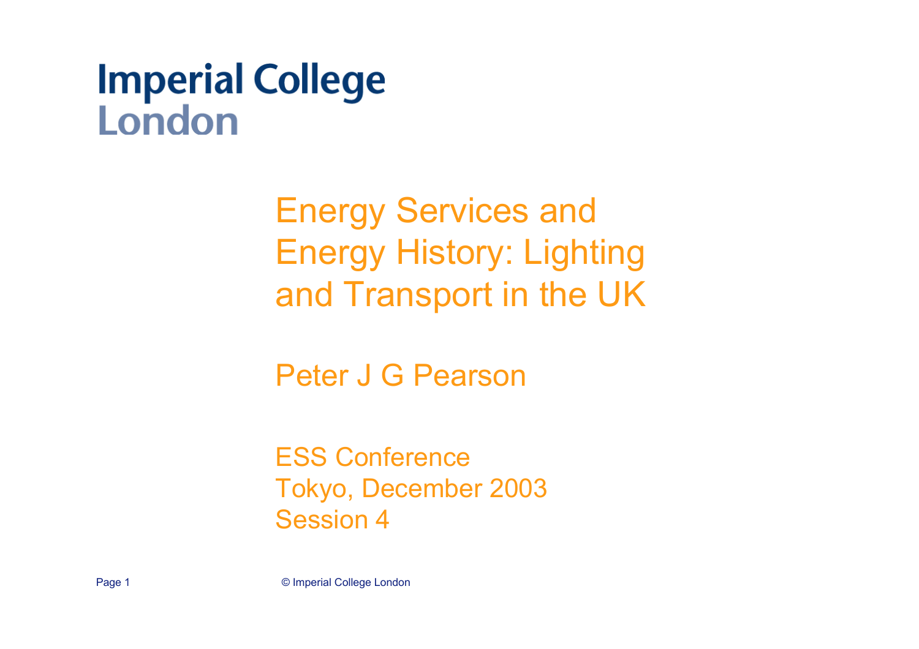Imperial College London

# Energy Services and Energy History: Lighting and Transport in the UK

Peter J G Pearson

ESS Conference
Tokyo, December 2003
Session 4

© Imperial College London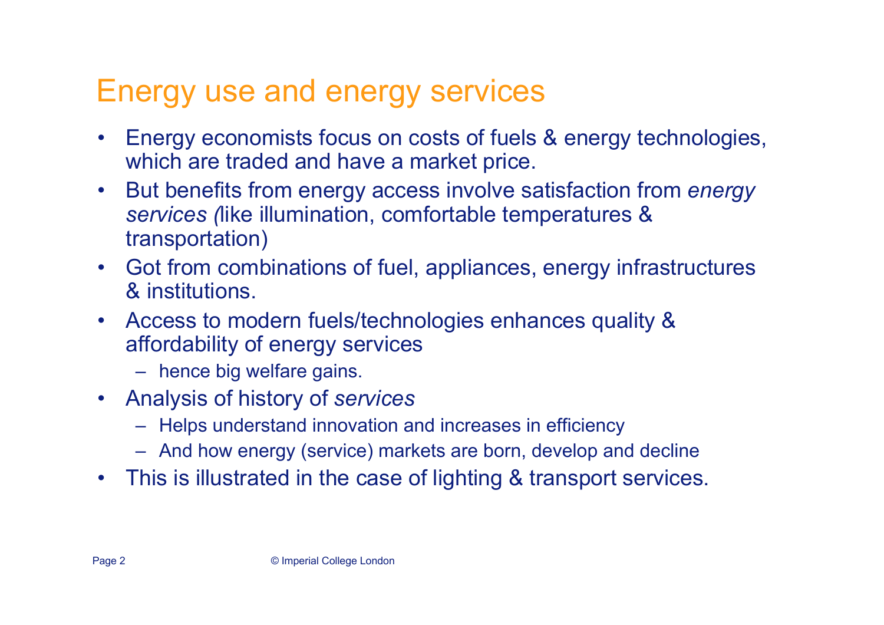# Energy use and energy services

- Energy economists focus on costs of fuels & energy technologies, which are traded and have a market price.
- But benefits from energy access involve satisfaction from *energy services (*like illumination, comfortable temperatures & transportation)
- Got from combinations of fuel, appliances, energy infrastructures & institutions.
- Access to modern fuels/technologies enhances quality & affordability of energy services
  - hence big welfare gains.
- Analysis of history of *services*
  - Helps understand innovation and increases in efficiency
  - And how energy (service) markets are born, develop and decline
- This is illustrated in the case of lighting & transport services.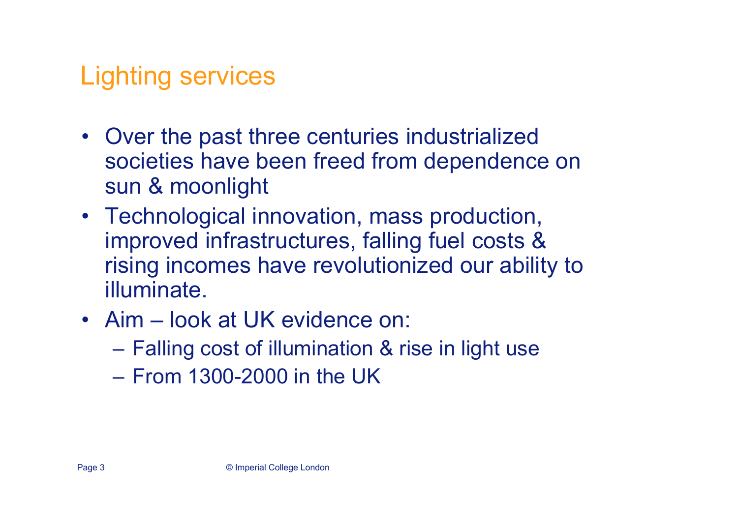# Lighting services

- Over the past three centuries industrialized societies have been freed from dependence on sun & moonlight
- Technological innovation, mass production, improved infrastructures, falling fuel costs & rising incomes have revolutionized our ability to illuminate.
- Aim – look at UK evidence on:
  - Falling cost of illumination & rise in light use
  - From 1300-2000 in the UK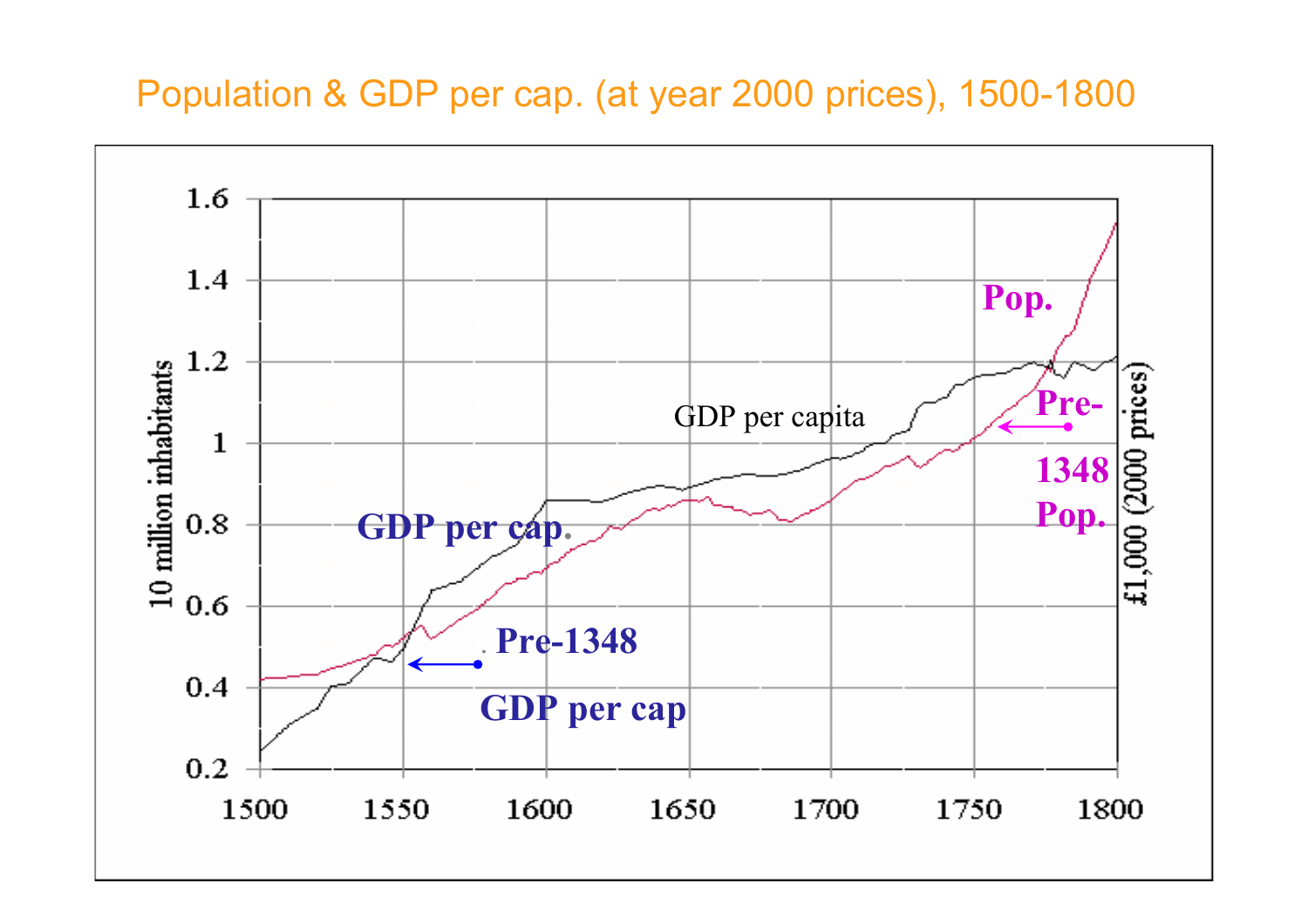# Population & GDP per cap. (at year 2000 prices), 1500-1800

Left axis: 10 million inhabitants (0.2 – 1.6)

Right axis: £1,000 (2000 prices)

X axis: 1500 – 1800

Labels: GDP per capita; Pop.; Pre-1348 Pop.; GDP per cap.; Pre-1348 GDP per cap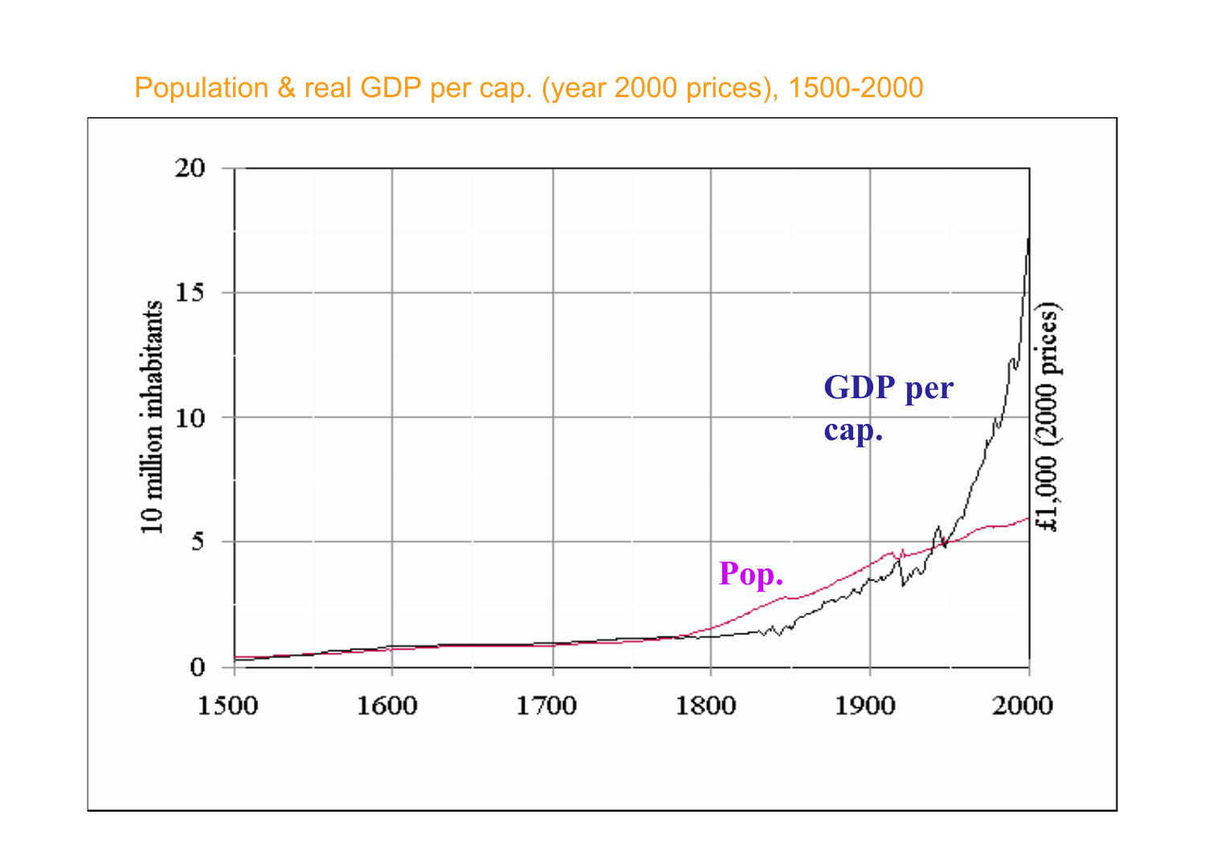Population & real GDP per cap. (year 2000 prices), 1500-2000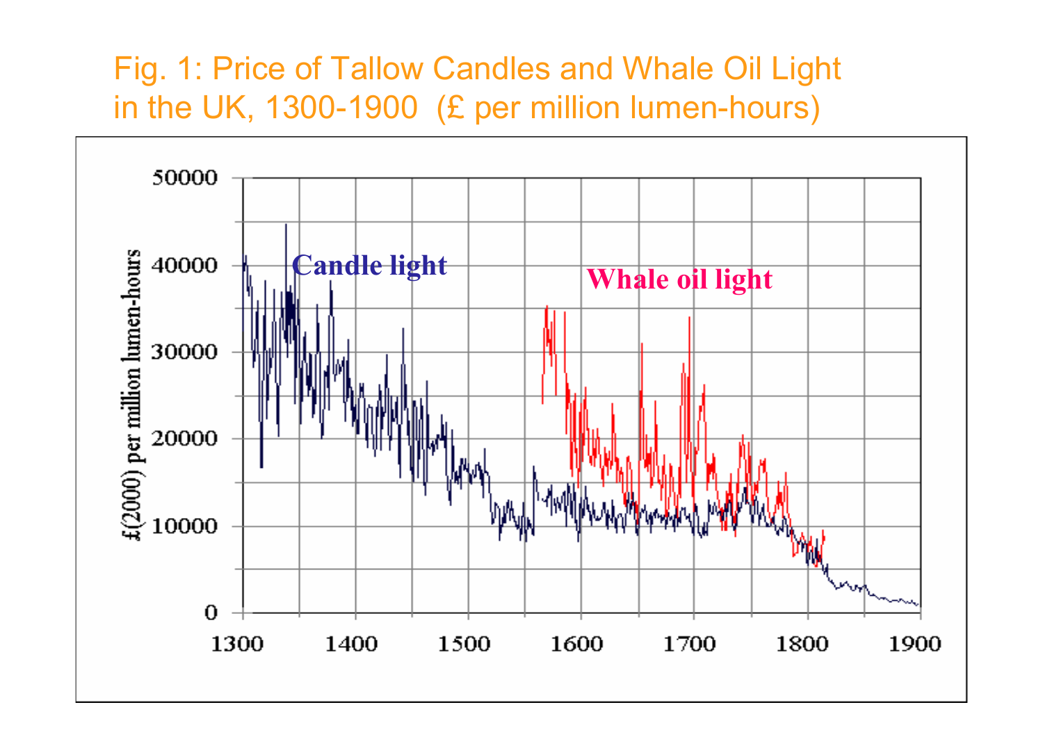Fig. 1: Price of Tallow Candles and Whale Oil Light in the UK, 1300-1900 (£ per million lumen-hours)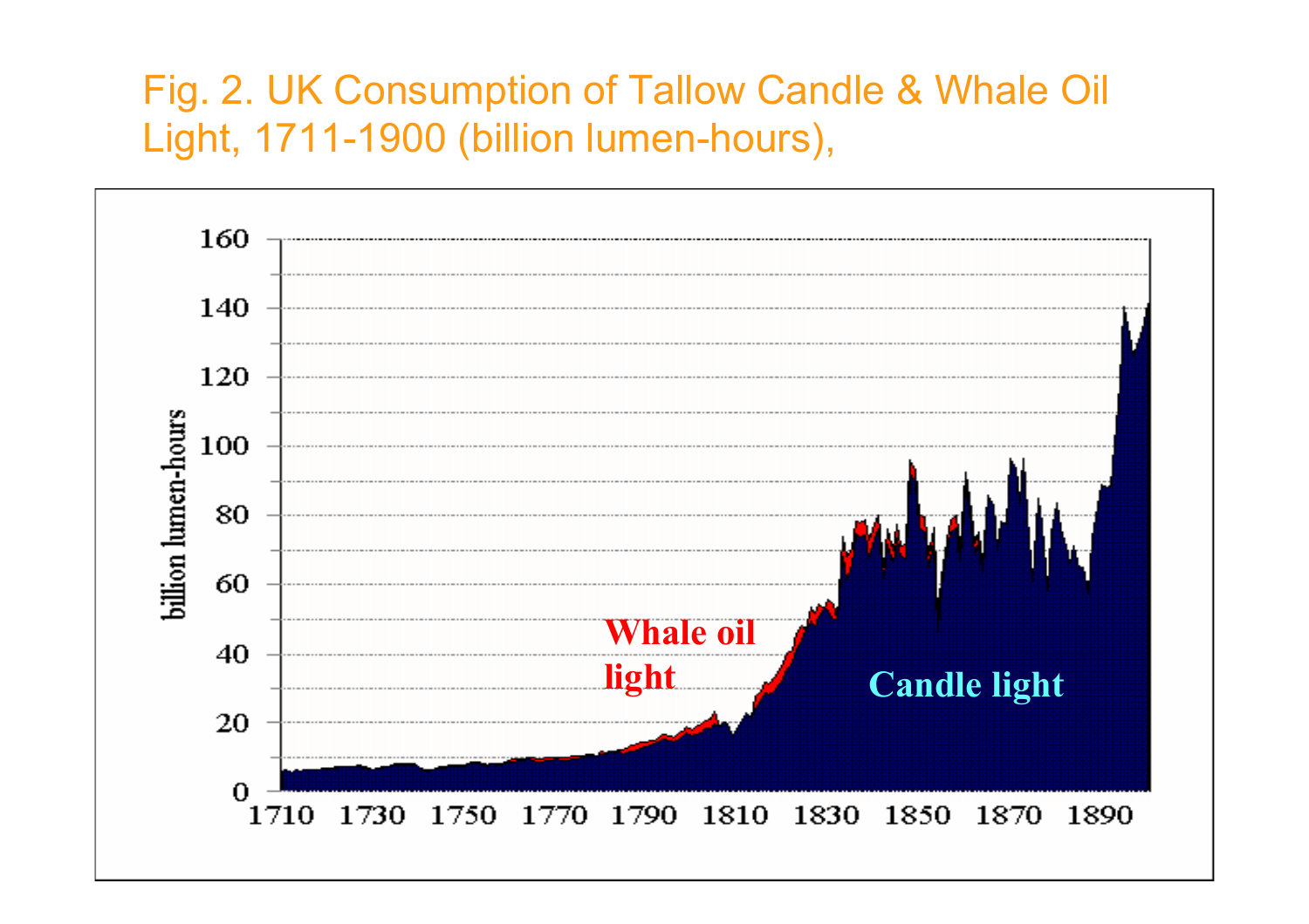Fig. 2. UK Consumption of Tallow Candle & Whale Oil Light, 1711-1900 (billion lumen-hours),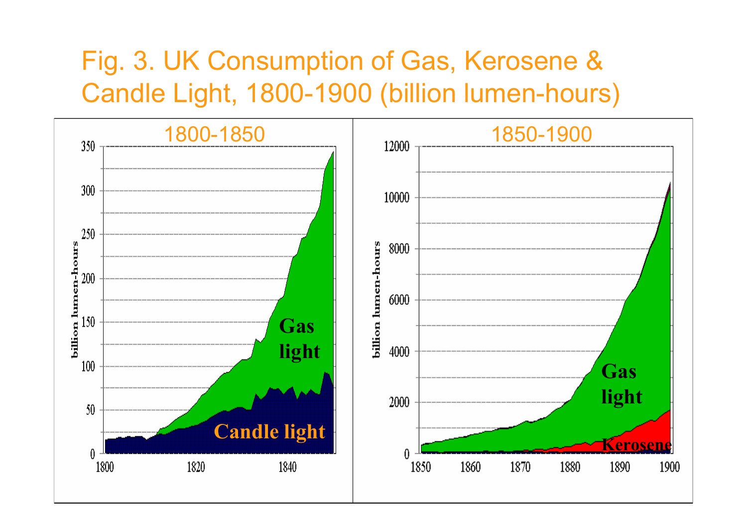# Fig. 3. UK Consumption of Gas, Kerosene & Candle Light, 1800-1900 (billion lumen-hours)

1800-1850

1850-1900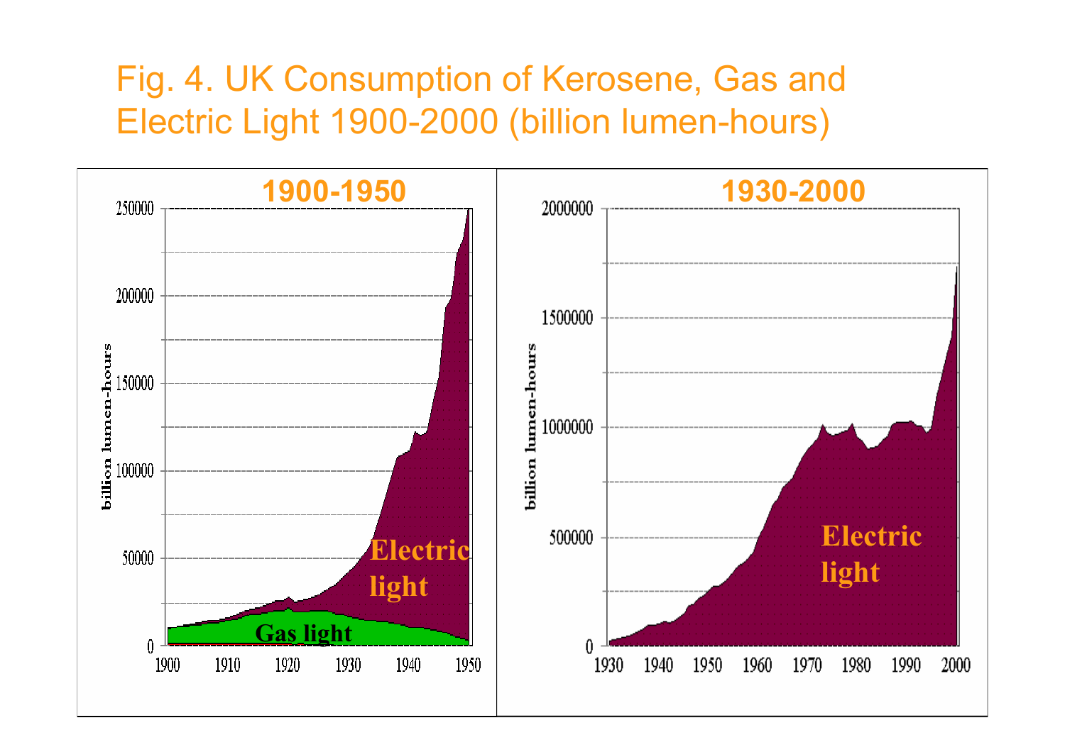# Fig. 4. UK Consumption of Kerosene, Gas and Electric Light 1900-2000 (billion lumen-hours)

**1900-1950**

**1930-2000**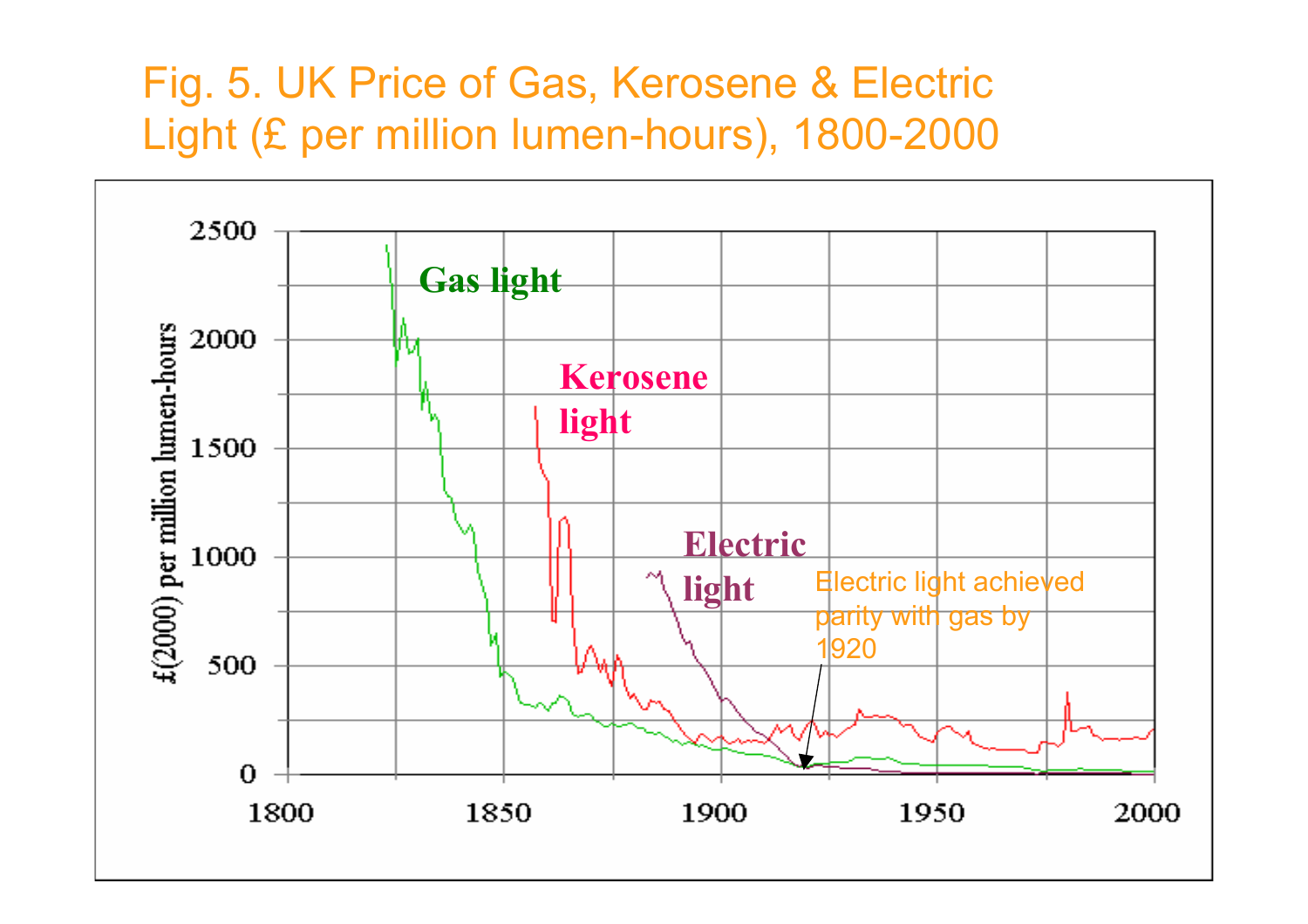# Fig. 5. UK Price of Gas, Kerosene & Electric Light (£ per million lumen-hours), 1800-2000

Gas light

Kerosene light

Electric light

Electric light achieved parity with gas by 1920

£(2000) per million lumen-hours

2500
2000
1500
1000
500
0

1800 1850 1900 1950 2000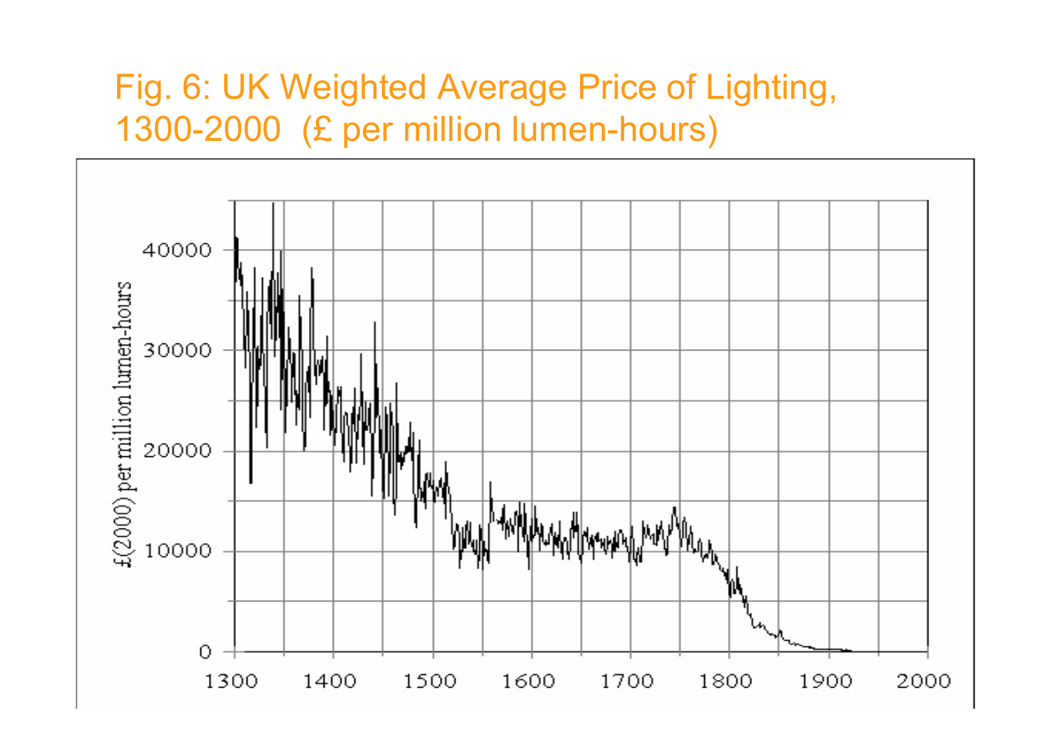# Fig. 6: UK Weighted Average Price of Lighting, 1300-2000 (£ per million lumen-hours)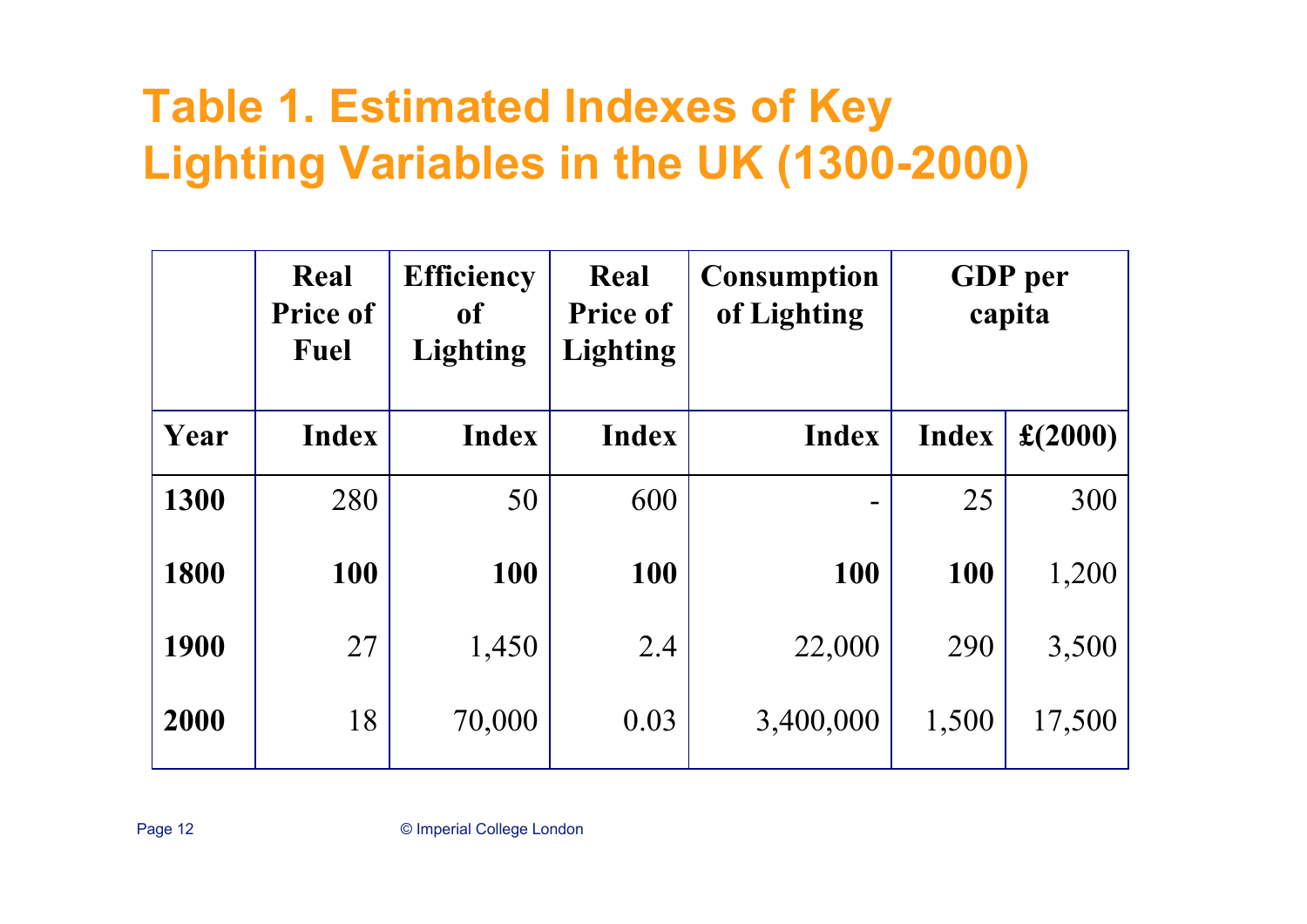# Table 1. Estimated Indexes of Key Lighting Variables in the UK (1300-2000)

| | Real Price of Fuel | Efficiency of Lighting | Real Price of Lighting | Consumption of Lighting | GDP per capita | |
|---|---|---|---|---|---|---|
| **Year** | **Index** | **Index** | **Index** | **Index** | **Index** | **£(2000)** |
| **1300** | 280 | 50 | 600 | - | 25 | 300 |
| **1800** | **100** | **100** | **100** | **100** | **100** | 1,200 |
| **1900** | 27 | 1,450 | 2.4 | 22,000 | 290 | 3,500 |
| **2000** | 18 | 70,000 | 0.03 | 3,400,000 | 1,500 | 17,500 |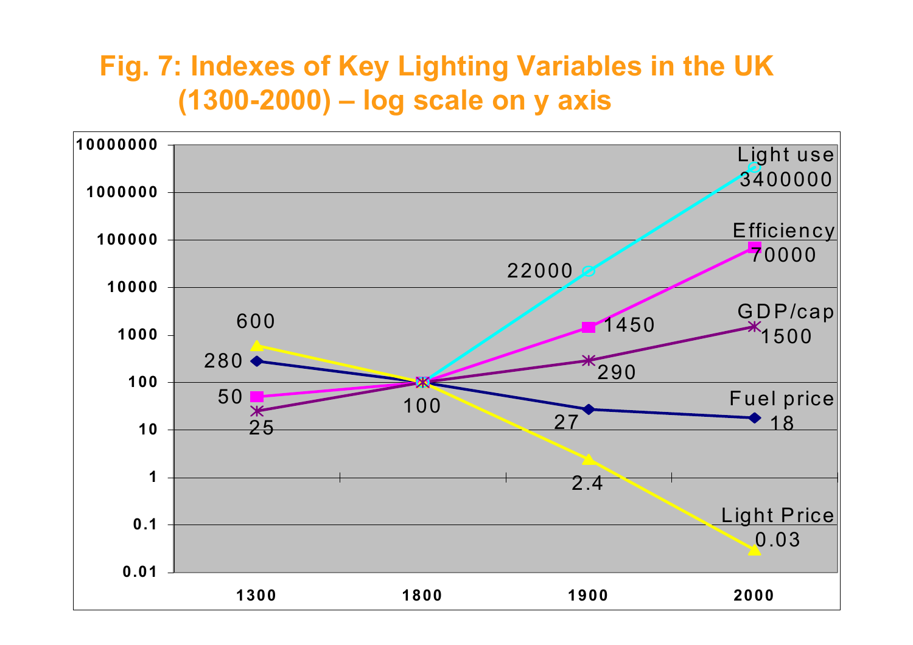# Fig. 7: Indexes of Key Lighting Variables in the UK (1300-2000) – log scale on y axis

| | 1300 | 1800 | 1900 | 2000 |
|---|---|---|---|---|
| Light use | | 100 | 22000 | 3400000 |
| Efficiency | 50 | 100 | 1450 | 70000 |
| GDP/cap | 25 | 100 | 290 | 1500 |
| Fuel price | 280 | 100 | 27 | 18 |
| Light Price | 600 | 100 | 2.4 | 0.03 |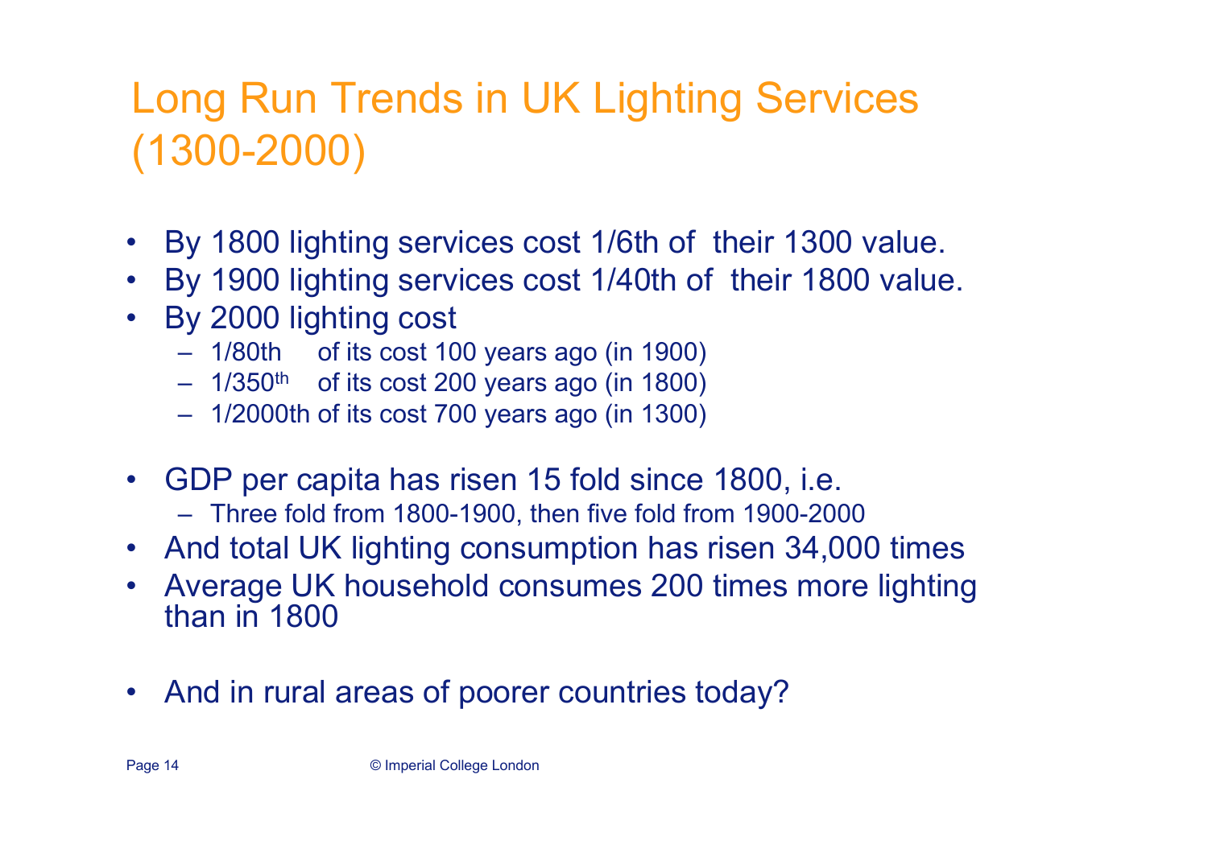# Long Run Trends in UK Lighting Services (1300-2000)

- By 1800 lighting services cost 1/6th of their 1300 value.
- By 1900 lighting services cost 1/40th of their 1800 value.
- By 2000 lighting cost
  - 1/80th of its cost 100 years ago (in 1900)
  - 1/350th of its cost 200 years ago (in 1800)
  - 1/2000th of its cost 700 years ago (in 1300)

- GDP per capita has risen 15 fold since 1800, i.e.
  - Three fold from 1800-1900, then five fold from 1900-2000
- And total UK lighting consumption has risen 34,000 times
- Average UK household consumes 200 times more lighting than in 1800

- And in rural areas of poorer countries today?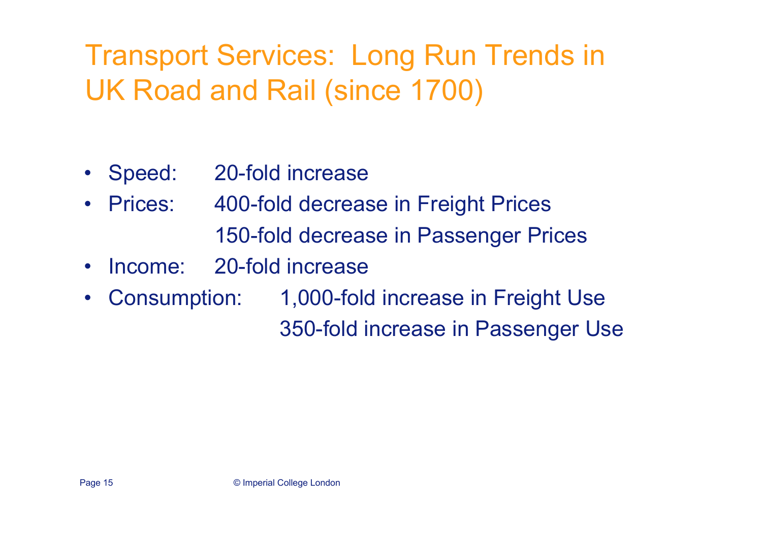# Transport Services: Long Run Trends in UK Road and Rail (since 1700)

- Speed: 20-fold increase
- Prices: 400-fold decrease in Freight Prices
  150-fold decrease in Passenger Prices
- Income: 20-fold increase
- Consumption: 1,000-fold increase in Freight Use
  350-fold increase in Passenger Use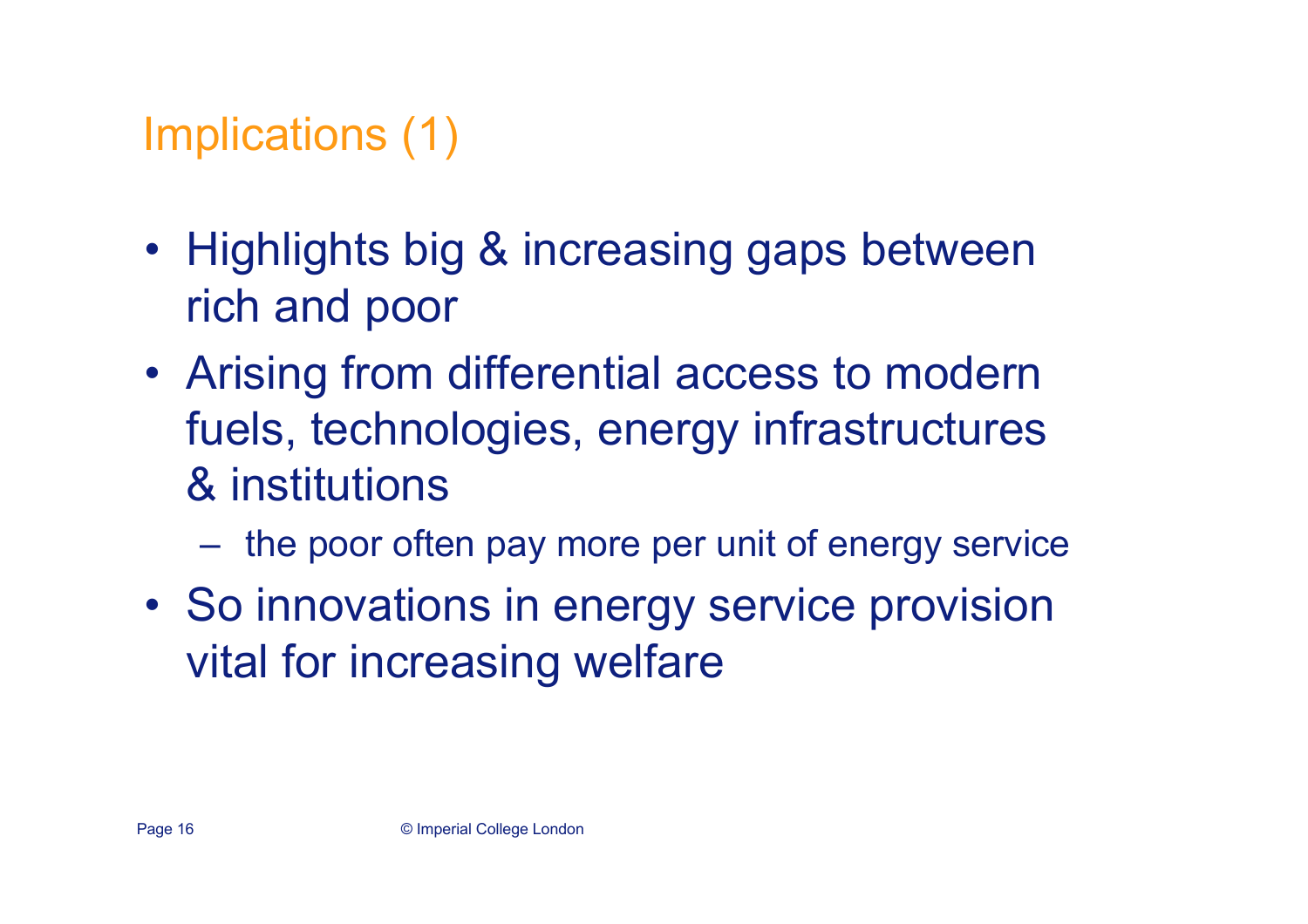# Implications (1)

- Highlights big & increasing gaps between rich and poor
- Arising from differential access to modern fuels, technologies, energy infrastructures & institutions
  - the poor often pay more per unit of energy service
- So innovations in energy service provision vital for increasing welfare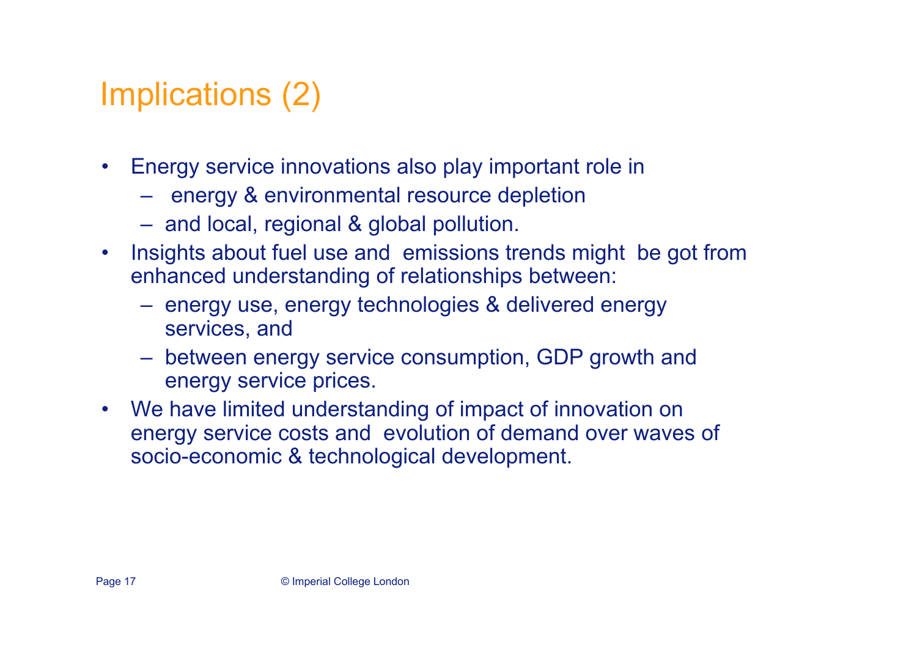# Implications (2)

- Energy service innovations also play important role in
  - energy & environmental resource depletion
  - and local, regional & global pollution.
- Insights about fuel use and emissions trends might be got from enhanced understanding of relationships between:
  - energy use, energy technologies & delivered energy services, and
  - between energy service consumption, GDP growth and energy service prices.
- We have limited understanding of impact of innovation on energy service costs and evolution of demand over waves of socio-economic & technological development.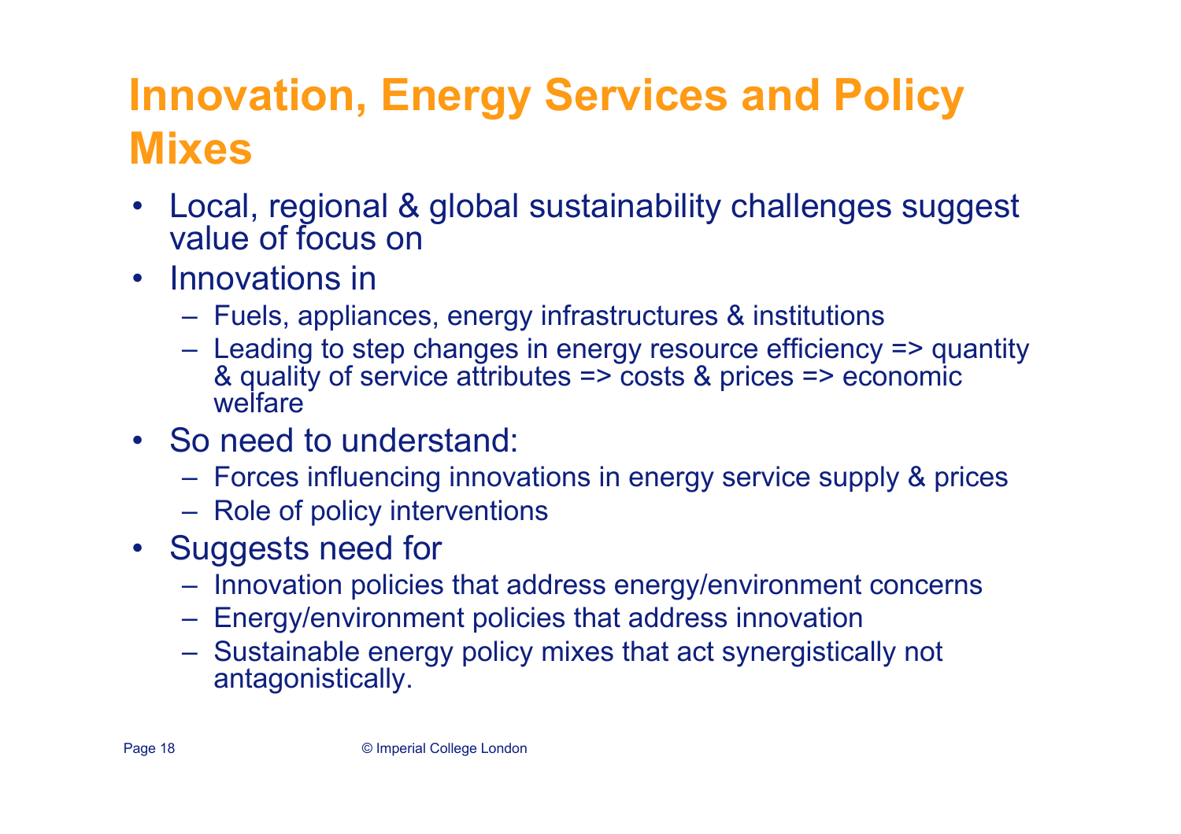# Innovation, Energy Services and Policy Mixes

- Local, regional & global sustainability challenges suggest value of focus on
- Innovations in
  - Fuels, appliances, energy infrastructures & institutions
  - Leading to step changes in energy resource efficiency => quantity & quality of service attributes => costs & prices => economic welfare
- So need to understand:
  - Forces influencing innovations in energy service supply & prices
  - Role of policy interventions
- Suggests need for
  - Innovation policies that address energy/environment concerns
  - Energy/environment policies that address innovation
  - Sustainable energy policy mixes that act synergistically not antagonistically.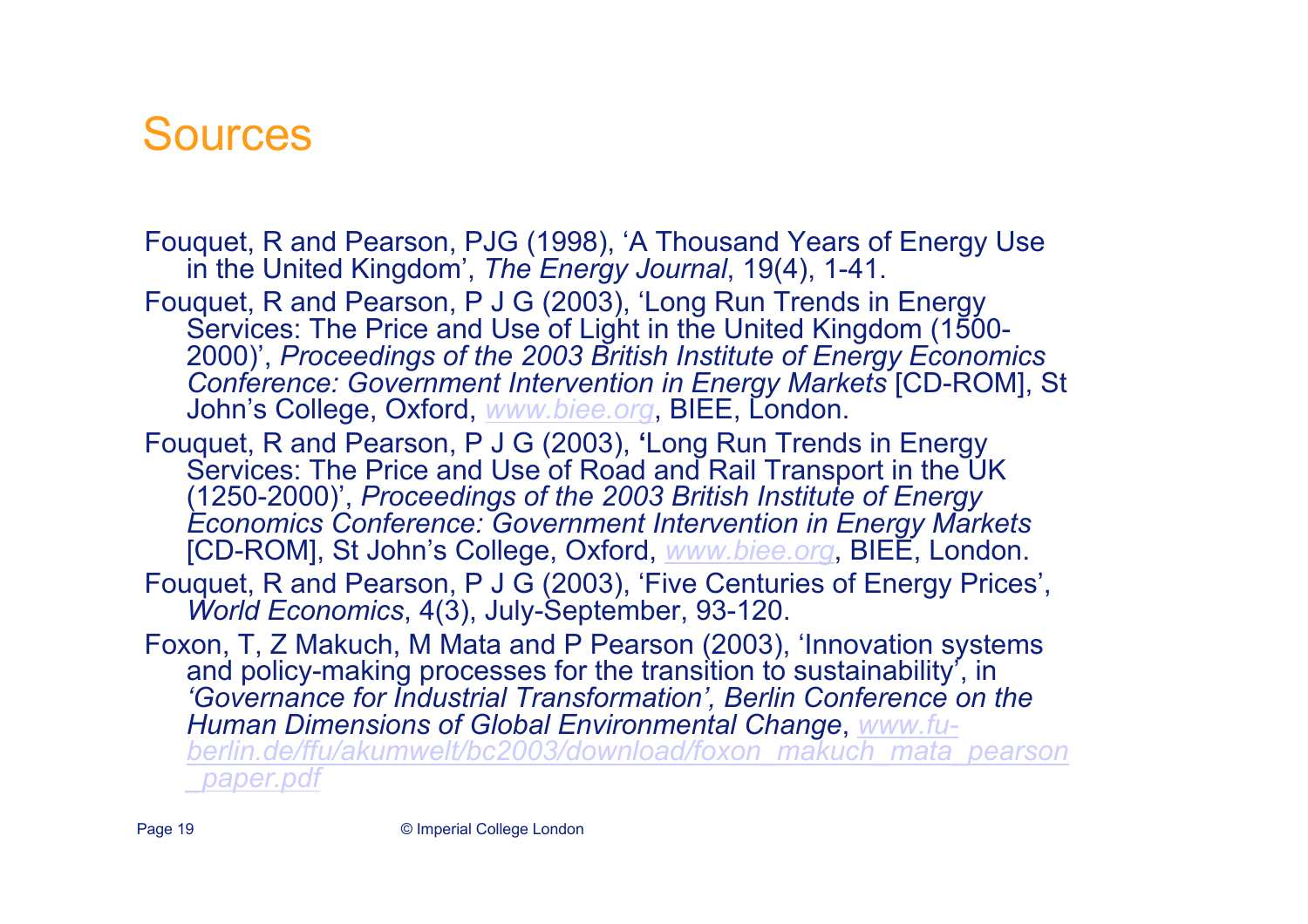# Sources

Fouquet, R and Pearson, PJG (1998), 'A Thousand Years of Energy Use in the United Kingdom', *The Energy Journal*, 19(4), 1-41.

Fouquet, R and Pearson, P J G (2003), 'Long Run Trends in Energy Services: The Price and Use of Light in the United Kingdom (1500-2000)', *Proceedings of the 2003 British Institute of Energy Economics Conference: Government Intervention in Energy Markets* [CD-ROM], St John's College, Oxford, *www.biee.org*, BIEE, London.

Fouquet, R and Pearson, P J G (2003), **'**Long Run Trends in Energy Services: The Price and Use of Road and Rail Transport in the UK (1250-2000)', *Proceedings of the 2003 British Institute of Energy Economics Conference: Government Intervention in Energy Markets* [CD-ROM], St John's College, Oxford, *www.biee.org*, BIEE, London.

Fouquet, R and Pearson, P J G (2003), 'Five Centuries of Energy Prices', *World Economics*, 4(3), July-September, 93-120.

Foxon, T, Z Makuch, M Mata and P Pearson (2003), 'Innovation systems and policy-making processes for the transition to sustainability', in *'Governance for Industrial Transformation', Berlin Conference on the Human Dimensions of Global Environmental Change*, *www.fu-berlin.de/ffu/akumwelt/bc2003/download/foxon_makuch_mata_pearson_paper.pdf*

© Imperial College London